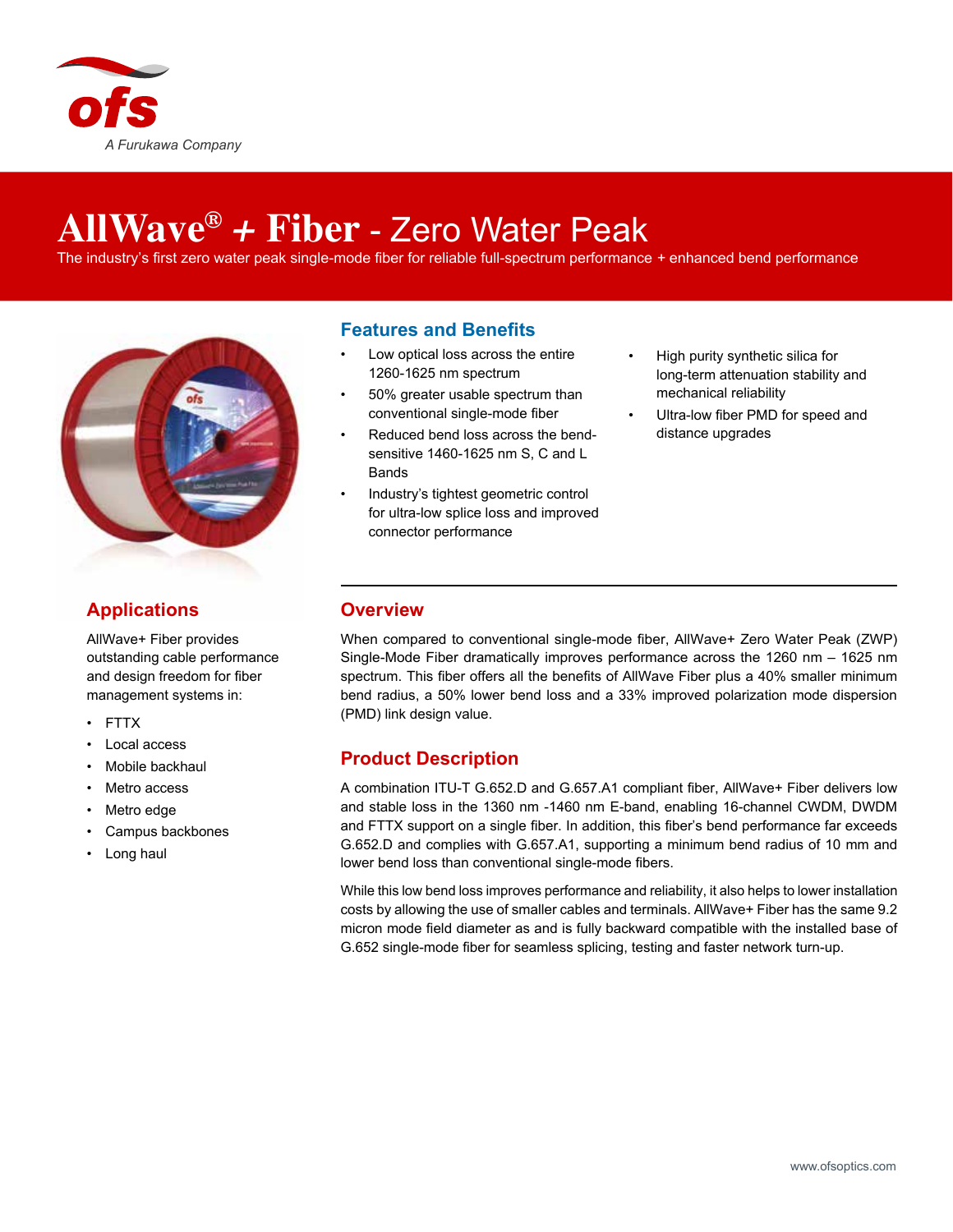ofs

*A Furukawa Company*

# AllWave® + Fiber - Zero Water Peak

The industry's first zero water peak single-mode fiber for reliable full-spectrum performance + enhanced bend performance

## Features and Benefits

- Low optical loss across the entire 1260-1625 nm spectrum
- 50% greater usable spectrum than conventional single-mode fiber
- Reduced bend loss across the bend-sensitive 1460-1625 nm S, C and L Bands
- Industry's tightest geometric control for ultra-low splice loss and improved connector performance
- High purity synthetic silica for long-term attenuation stability and mechanical reliability
- Ultra-low fiber PMD for speed and distance upgrades

## Applications

AllWave+ Fiber provides outstanding cable performance and design freedom for fiber management systems in:

- FTTX
- Local access
- Mobile backhaul
- Metro access
- Metro edge
- Campus backbones
- Long haul

## Overview

When compared to conventional single-mode fiber, AllWave+ Zero Water Peak (ZWP) Single-Mode Fiber dramatically improves performance across the 1260 nm – 1625 nm spectrum. This fiber offers all the benefits of AllWave Fiber plus a 40% smaller minimum bend radius, a 50% lower bend loss and a 33% improved polarization mode dispersion (PMD) link design value.

## Product Description

A combination ITU-T G.652.D and G.657.A1 compliant fiber, AllWave+ Fiber delivers low and stable loss in the 1360 nm -1460 nm E-band, enabling 16-channel CWDM, DWDM and FTTX support on a single fiber. In addition, this fiber's bend performance far exceeds G.652.D and complies with G.657.A1, supporting a minimum bend radius of 10 mm and lower bend loss than conventional single-mode fibers.

While this low bend loss improves performance and reliability, it also helps to lower installation costs by allowing the use of smaller cables and terminals. AllWave+ Fiber has the same 9.2 micron mode field diameter as and is fully backward compatible with the installed base of G.652 single-mode fiber for seamless splicing, testing and faster network turn-up.

www.ofsoptics.com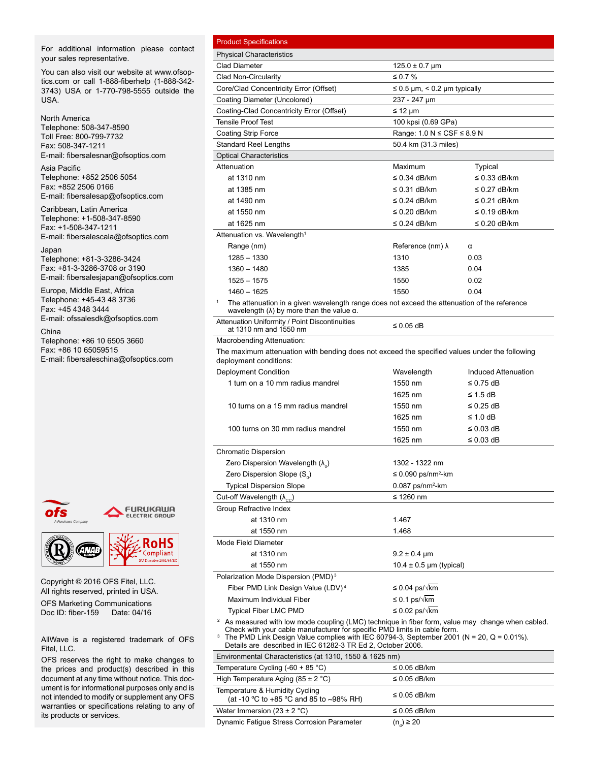For additional information please contact your sales representative.

You can also visit our website at www.ofsoptics.com or call 1-888-fiberhelp (1-888-342-3743) USA or 1-770-798-5555 outside the USA.

North America
Telephone: 508-347-8590
Toll Free: 800-799-7732
Fax: 508-347-1211
E-mail: fibersalesnar@ofsoptics.com

Asia Pacific
Telephone: +852 2506 5054
Fax: +852 2506 0166
E-mail: fibersalesap@ofsoptics.com

Caribbean, Latin America
Telephone: +1-508-347-8590
Fax: +1-508-347-1211
E-mail: fibersalescala@ofsoptics.com

Japan
Telephone: +81-3-3286-3424
Fax: +81-3-3286-3708 or 3190
E-mail: fibersalesjapan@ofsoptics.com

Europe, Middle East, Africa
Telephone: +45-43 48 3736
Fax: +45 4348 3444
E-mail: ofssalesdk@ofsoptics.com

China
Telephone: +86 10 6505 3660
Fax: +86 10 65059515
E-mail: fibersaleschina@ofsoptics.com

Copyright © 2016 OFS Fitel, LLC.
All rights reserved, printed in USA.

OFS Marketing Communications
Doc ID: fiber-159 Date: 04/16

AllWave is a registered trademark of OFS Fitel, LLC.

OFS reserves the right to make changes to the prices and product(s) described in this document at any time without notice. This document is for informational purposes only and is not intended to modify or supplement any OFS warranties or specifications relating to any of its products or services.

## Product Specifications

| | | |
|---|---|---|
| **Physical Characteristics** | | |
| Clad Diameter | 125.0 ± 0.7 µm | |
| Clad Non-Circularity | ≤ 0.7 % | |
| Core/Clad Concentricity Error (Offset) | ≤ 0.5 µm, < 0.2 µm typically | |
| Coating Diameter (Uncolored) | 237 - 247 µm | |
| Coating-Clad Concentricity Error (Offset) | ≤ 12 µm | |
| Tensile Proof Test | 100 kpsi (0.69 GPa) | |
| Coating Strip Force | Range: 1.0 N ≤ CSF ≤ 8.9 N | |
| Standard Reel Lengths | 50.4 km (31.3 miles) | |
| **Optical Characteristics** | | |
| Attenuation | Maximum | Typical |
| at 1310 nm | ≤ 0.34 dB/km | ≤ 0.33 dB/km |
| at 1385 nm | ≤ 0.31 dB/km | ≤ 0.27 dB/km |
| at 1490 nm | ≤ 0.24 dB/km | ≤ 0.21 dB/km |
| at 1550 nm | ≤ 0.20 dB/km | ≤ 0.19 dB/km |
| at 1625 nm | ≤ 0.24 dB/km | ≤ 0.20 dB/km |
| Attenuation vs. Wavelength[1] | | |
| Range (nm) | Reference (nm) λ | α |
| 1285 – 1330 | 1310 | 0.03 |
| 1360 – 1480 | 1385 | 0.04 |
| 1525 – 1575 | 1550 | 0.02 |
| 1460 – 1625 | 1550 | 0.04 |

[1] The attenuation in a given wavelength range does not exceed the attenuation of the reference wavelength (λ) by more than the value α.

| | | |
|---|---|---|
| Attenuation Uniformity / Point Discontinuities at 1310 nm and 1550 nm | ≤ 0.05 dB | |
| Macrobending Attenuation: | | |

The maximum attenuation with bending does not exceed the specified values under the following deployment conditions:

| Deployment Condition | Wavelength | Induced Attenuation |
|---|---|---|
| 1 turn on a 10 mm radius mandrel | 1550 nm | ≤ 0.75 dB |
| | 1625 nm | ≤ 1.5 dB |
| 10 turns on a 15 mm radius mandrel | 1550 nm | ≤ 0.25 dB |
| | 1625 nm | ≤ 1.0 dB |
| 100 turns on 30 mm radius mandrel | 1550 nm | ≤ 0.03 dB |
| | 1625 nm | ≤ 0.03 dB |

| | |
|---|---|
| Chromatic Dispersion | |
| Zero Dispersion Wavelength ($\lambda_0$) | 1302 - 1322 nm |
| Zero Dispersion Slope ($S_0$) | ≤ 0.090 ps/nm²-km |
| Typical Dispersion Slope | 0.087 ps/nm²-km |
| Cut-off Wavelength ($\lambda_{cc}$) | ≤ 1260 nm |
| Group Refractive Index | |
| at 1310 nm | 1.467 |
| at 1550 nm | 1.468 |
| Mode Field Diameter | |
| at 1310 nm | 9.2 ± 0.4 µm |
| at 1550 nm | 10.4 ± 0.5 µm (typical) |
| Polarization Mode Dispersion (PMD)[3] | |
| Fiber PMD Link Design Value (LDV)[4] | ≤ 0.04 ps/√km |
| Maximum Individual Fiber | ≤ 0.1 ps/√km |
| Typical Fiber LMC PMD | ≤ 0.02 ps/√km |

[2] As measured with low mode coupling (LMC) technique in fiber form, value may change when cabled. Check with your cable manufacturer for specific PMD limits in cable form.
[3] The PMD Link Design Value complies with IEC 60794-3, September 2001 (N = 20, Q = 0.01%). Details are described in IEC 61282-3 TR Ed 2, October 2006.

| | |
|---|---|
| **Environmental Characteristics (at 1310, 1550 & 1625 nm)** | |
| Temperature Cycling (-60 + 85 °C) | ≤ 0.05 dB/km |
| High Temperature Aging (85 ± 2 °C) | ≤ 0.05 dB/km |
| Temperature & Humidity Cycling (at -10 ºC to +85 ºC and 85 to ~98% RH) | ≤ 0.05 dB/km |
| Water Immersion (23 ± 2 °C) | ≤ 0.05 dB/km |
| Dynamic Fatigue Stress Corrosion Parameter | ($n_d$) ≥ 20 |